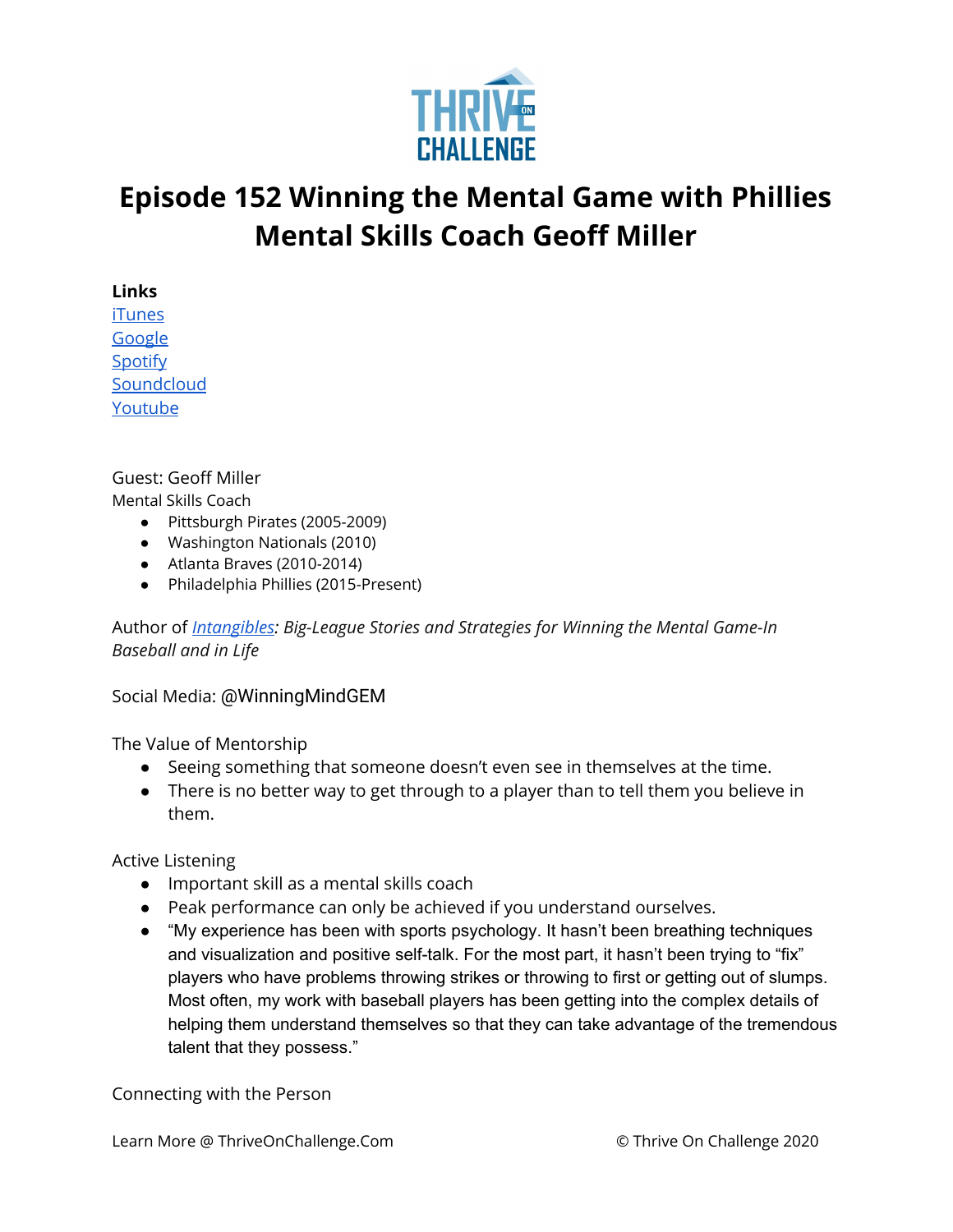# Episode 152 Winning the Mental Game with Phillies Mental Skills Coach Geoff Miller

**Links**
[iTunes]
[Google]
[Spotify]
[Soundcloud]
[Youtube]

Guest: Geoff Miller
Mental Skills Coach

- Pittsburgh Pirates (2005-2009)
- Washington Nationals (2010)
- Atlanta Braves (2010-2014)
- Philadelphia Phillies (2015-Present)

Author of *Intangibles: Big-League Stories and Strategies for Winning the Mental Game-In Baseball and in Life*

Social Media: @WinningMindGEM

The Value of Mentorship

- Seeing something that someone doesn't even see in themselves at the time.
- There is no better way to get through to a player than to tell them you believe in them.

Active Listening

- Important skill as a mental skills coach
- Peak performance can only be achieved if you understand ourselves.
- "My experience has been with sports psychology. It hasn't been breathing techniques and visualization and positive self-talk. For the most part, it hasn't been trying to "fix" players who have problems throwing strikes or throwing to first or getting out of slumps. Most often, my work with baseball players has been getting into the complex details of helping them understand themselves so that they can take advantage of the tremendous talent that they possess."

Connecting with the Person

Learn More @ ThriveOnChallenge.Com © Thrive On Challenge 2020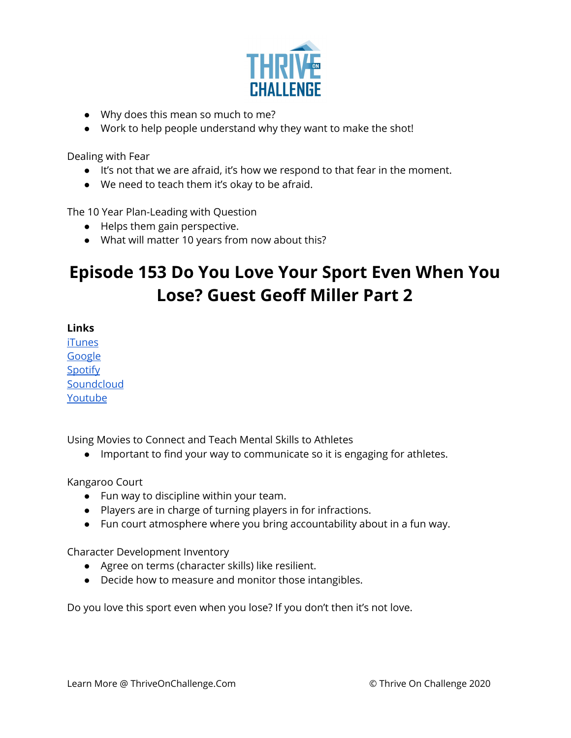- Why does this mean so much to me?
- Work to help people understand why they want to make the shot!

Dealing with Fear

- It's not that we are afraid, it's how we respond to that fear in the moment.
- We need to teach them it's okay to be afraid.

The 10 Year Plan-Leading with Question

- Helps them gain perspective.
- What will matter 10 years from now about this?

# Episode 153 Do You Love Your Sport Even When You Lose? Guest Geoff Miller Part 2

**Links**

[iTunes]()
[Google]()
[Spotify]()
[Soundcloud]()
[Youtube]()

Using Movies to Connect and Teach Mental Skills to Athletes

- Important to find your way to communicate so it is engaging for athletes.

Kangaroo Court

- Fun way to discipline within your team.
- Players are in charge of turning players in for infractions.
- Fun court atmosphere where you bring accountability about in a fun way.

Character Development Inventory

- Agree on terms (character skills) like resilient.
- Decide how to measure and monitor those intangibles.

Do you love this sport even when you lose? If you don't then it's not love.